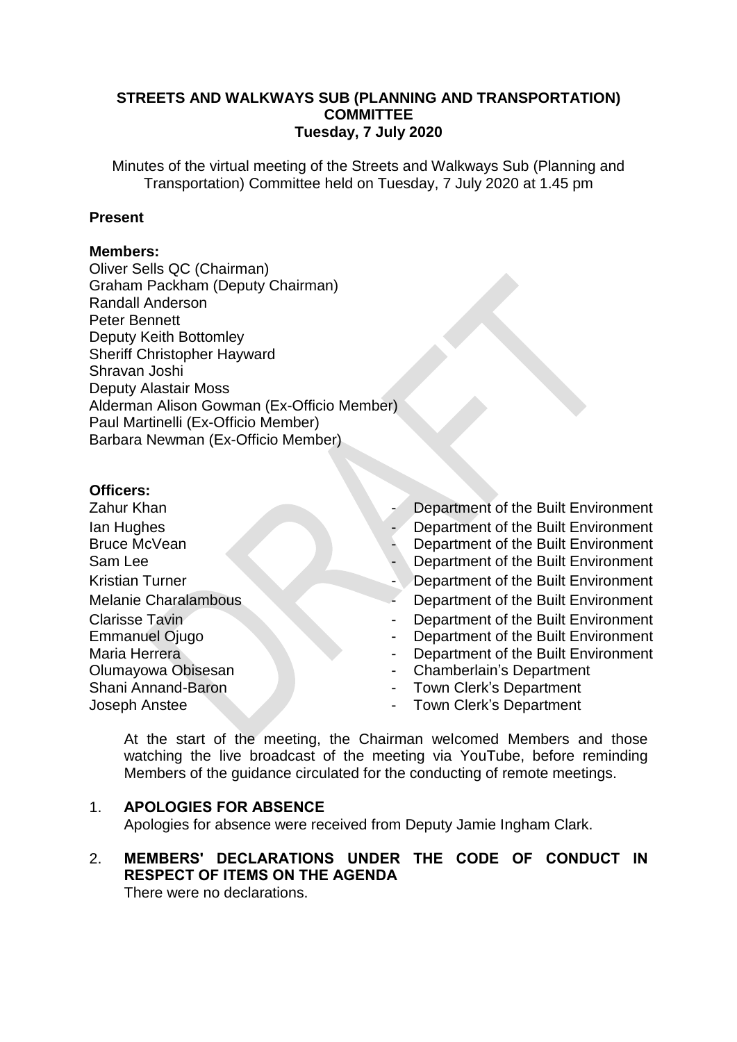**STREETS AND WALKWAYS SUB (PLANNING AND TRANSPORTATION) COMMITTEE**
**Tuesday, 7 July 2020**

Minutes of the virtual meeting of the Streets and Walkways Sub (Planning and Transportation) Committee held on Tuesday, 7 July 2020 at 1.45 pm

## Present

**Members:**

Oliver Sells QC (Chairman)
Graham Packham (Deputy Chairman)
Randall Anderson
Peter Bennett
Deputy Keith Bottomley
Sheriff Christopher Hayward
Shravan Joshi
Deputy Alastair Moss
Alderman Alison Gowman (Ex-Officio Member)
Paul Martinelli (Ex-Officio Member)
Barbara Newman (Ex-Officio Member)

**Officers:**

| | | |
|---|---|---|
| Zahur Khan | - | Department of the Built Environment |
| Ian Hughes | - | Department of the Built Environment |
| Bruce McVean | - | Department of the Built Environment |
| Sam Lee | - | Department of the Built Environment |
| Kristian Turner | - | Department of the Built Environment |
| Melanie Charalambous | - | Department of the Built Environment |
| Clarisse Tavin | - | Department of the Built Environment |
| Emmanuel Ojugo | - | Department of the Built Environment |
| Maria Herrera | - | Department of the Built Environment |
| Olumayowa Obisesan | - | Chamberlain's Department |
| Shani Annand-Baron | - | Town Clerk's Department |
| Joseph Anstee | - | Town Clerk's Department |

At the start of the meeting, the Chairman welcomed Members and those watching the live broadcast of the meeting via YouTube, before reminding Members of the guidance circulated for the conducting of remote meetings.

1. **APOLOGIES FOR ABSENCE**
   Apologies for absence were received from Deputy Jamie Ingham Clark.

2. **MEMBERS' DECLARATIONS UNDER THE CODE OF CONDUCT IN RESPECT OF ITEMS ON THE AGENDA**
   There were no declarations.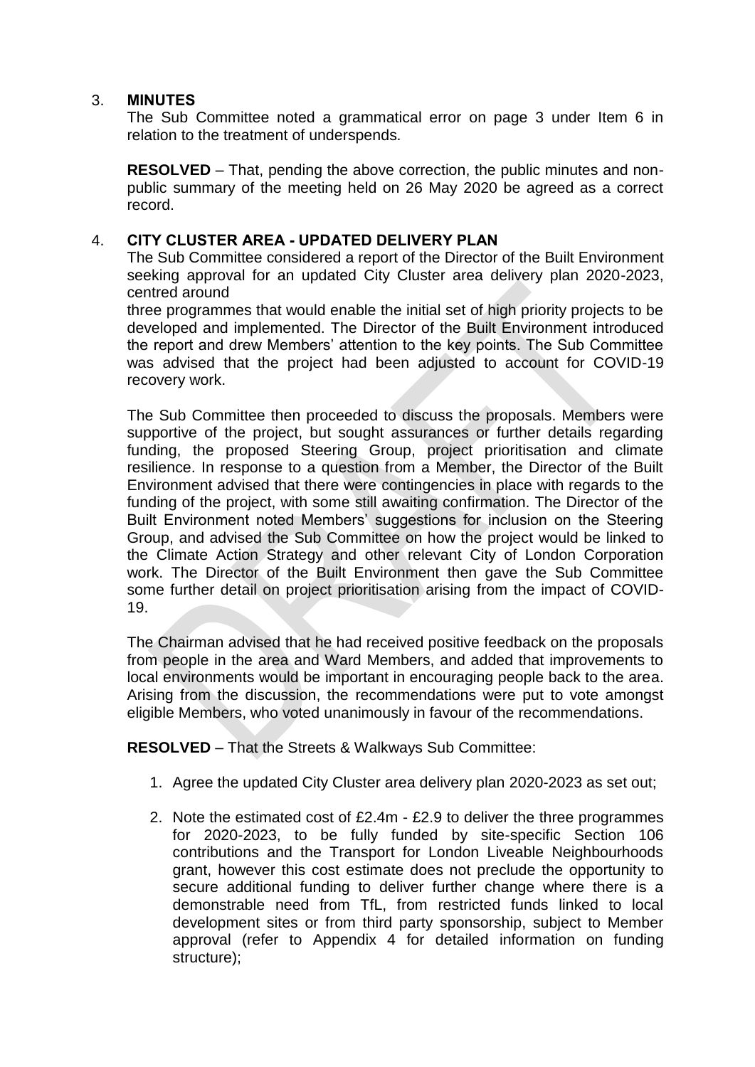3. **MINUTES**

The Sub Committee noted a grammatical error on page 3 under Item 6 in relation to the treatment of underspends.

**RESOLVED** – That, pending the above correction, the public minutes and non-public summary of the meeting held on 26 May 2020 be agreed as a correct record.

4. **CITY CLUSTER AREA - UPDATED DELIVERY PLAN**

The Sub Committee considered a report of the Director of the Built Environment seeking approval for an updated City Cluster area delivery plan 2020-2023, centred around three programmes that would enable the initial set of high priority projects to be developed and implemented. The Director of the Built Environment introduced the report and drew Members' attention to the key points. The Sub Committee was advised that the project had been adjusted to account for COVID-19 recovery work.

The Sub Committee then proceeded to discuss the proposals. Members were supportive of the project, but sought assurances or further details regarding funding, the proposed Steering Group, project prioritisation and climate resilience. In response to a question from a Member, the Director of the Built Environment advised that there were contingencies in place with regards to the funding of the project, with some still awaiting confirmation. The Director of the Built Environment noted Members' suggestions for inclusion on the Steering Group, and advised the Sub Committee on how the project would be linked to the Climate Action Strategy and other relevant City of London Corporation work. The Director of the Built Environment then gave the Sub Committee some further detail on project prioritisation arising from the impact of COVID-19.

The Chairman advised that he had received positive feedback on the proposals from people in the area and Ward Members, and added that improvements to local environments would be important in encouraging people back to the area. Arising from the discussion, the recommendations were put to vote amongst eligible Members, who voted unanimously in favour of the recommendations.

**RESOLVED** – That the Streets & Walkways Sub Committee:

1. Agree the updated City Cluster area delivery plan 2020-2023 as set out;

2. Note the estimated cost of £2.4m - £2.9 to deliver the three programmes for 2020-2023, to be fully funded by site-specific Section 106 contributions and the Transport for London Liveable Neighbourhoods grant, however this cost estimate does not preclude the opportunity to secure additional funding to deliver further change where there is a demonstrable need from TfL, from restricted funds linked to local development sites or from third party sponsorship, subject to Member approval (refer to Appendix 4 for detailed information on funding structure);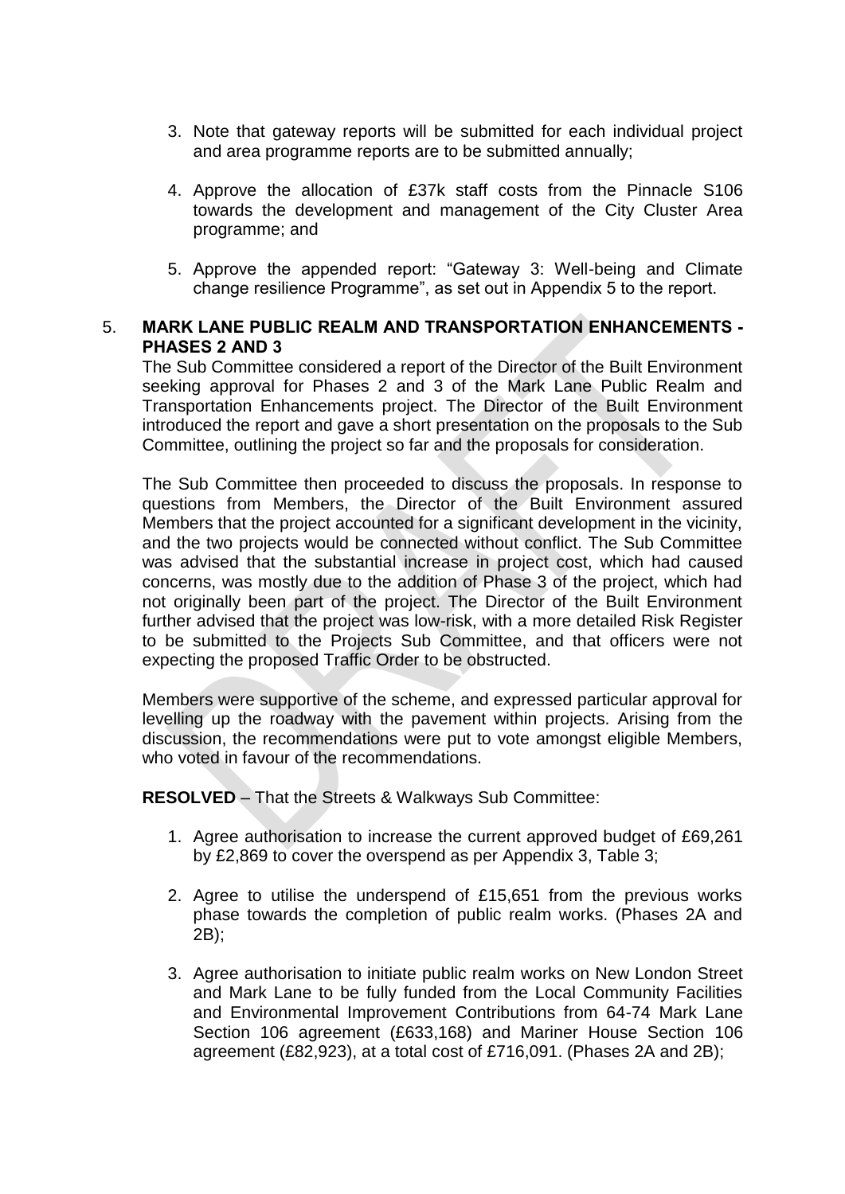3. Note that gateway reports will be submitted for each individual project and area programme reports are to be submitted annually;

4. Approve the allocation of £37k staff costs from the Pinnacle S106 towards the development and management of the City Cluster Area programme; and

5. Approve the appended report: "Gateway 3: Well-being and Climate change resilience Programme", as set out in Appendix 5 to the report.

5. **MARK LANE PUBLIC REALM AND TRANSPORTATION ENHANCEMENTS - PHASES 2 AND 3**

The Sub Committee considered a report of the Director of the Built Environment seeking approval for Phases 2 and 3 of the Mark Lane Public Realm and Transportation Enhancements project. The Director of the Built Environment introduced the report and gave a short presentation on the proposals to the Sub Committee, outlining the project so far and the proposals for consideration.

The Sub Committee then proceeded to discuss the proposals. In response to questions from Members, the Director of the Built Environment assured Members that the project accounted for a significant development in the vicinity, and the two projects would be connected without conflict. The Sub Committee was advised that the substantial increase in project cost, which had caused concerns, was mostly due to the addition of Phase 3 of the project, which had not originally been part of the project. The Director of the Built Environment further advised that the project was low-risk, with a more detailed Risk Register to be submitted to the Projects Sub Committee, and that officers were not expecting the proposed Traffic Order to be obstructed.

Members were supportive of the scheme, and expressed particular approval for levelling up the roadway with the pavement within projects. Arising from the discussion, the recommendations were put to vote amongst eligible Members, who voted in favour of the recommendations.

**RESOLVED** – That the Streets & Walkways Sub Committee:

1. Agree authorisation to increase the current approved budget of £69,261 by £2,869 to cover the overspend as per Appendix 3, Table 3;

2. Agree to utilise the underspend of £15,651 from the previous works phase towards the completion of public realm works. (Phases 2A and 2B);

3. Agree authorisation to initiate public realm works on New London Street and Mark Lane to be fully funded from the Local Community Facilities and Environmental Improvement Contributions from 64-74 Mark Lane Section 106 agreement (£633,168) and Mariner House Section 106 agreement (£82,923), at a total cost of £716,091. (Phases 2A and 2B);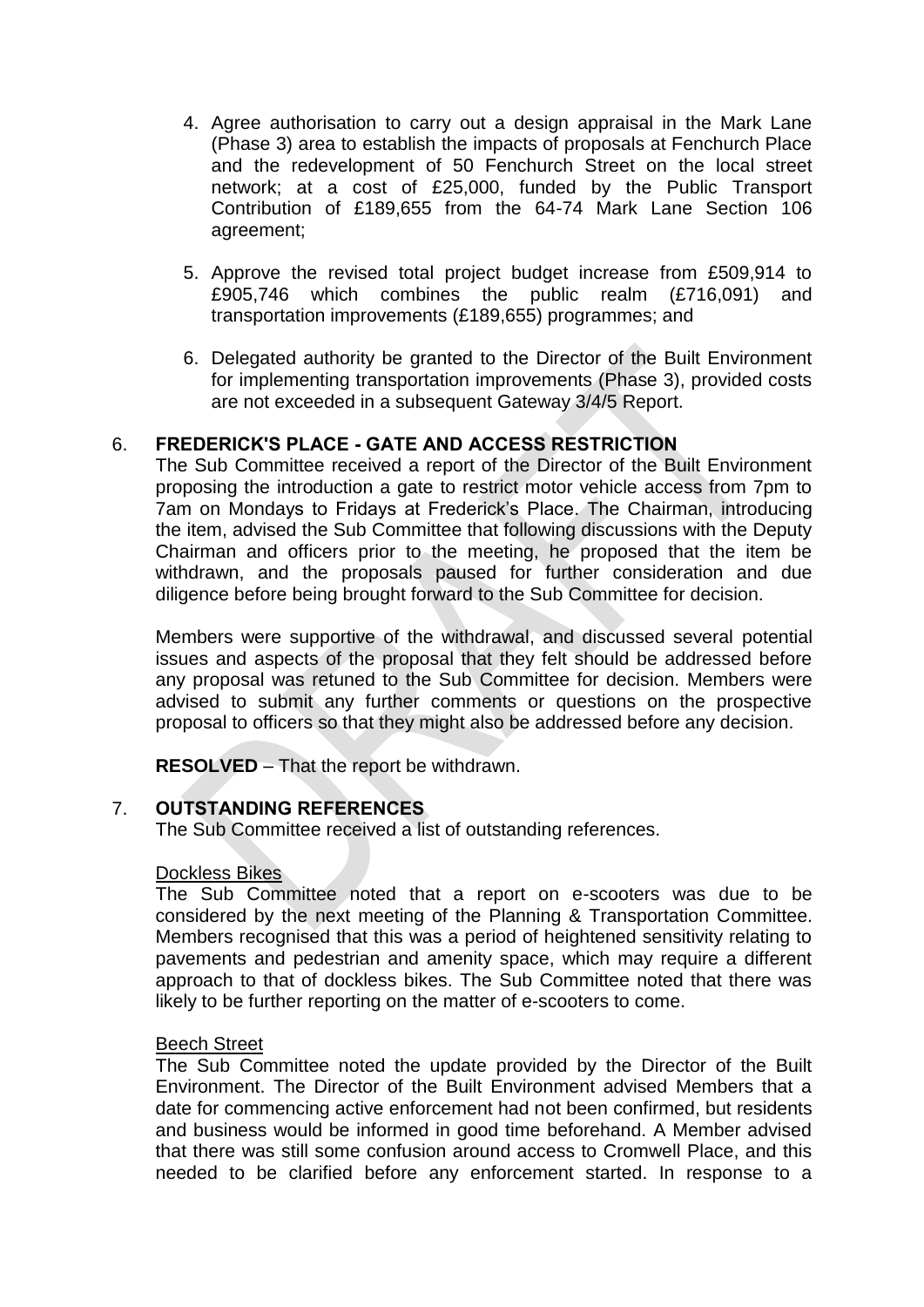4. Agree authorisation to carry out a design appraisal in the Mark Lane (Phase 3) area to establish the impacts of proposals at Fenchurch Place and the redevelopment of 50 Fenchurch Street on the local street network; at a cost of £25,000, funded by the Public Transport Contribution of £189,655 from the 64-74 Mark Lane Section 106 agreement;

5. Approve the revised total project budget increase from £509,914 to £905,746 which combines the public realm (£716,091) and transportation improvements (£189,655) programmes; and

6. Delegated authority be granted to the Director of the Built Environment for implementing transportation improvements (Phase 3), provided costs are not exceeded in a subsequent Gateway 3/4/5 Report.

6. **FREDERICK'S PLACE - GATE AND ACCESS RESTRICTION**

The Sub Committee received a report of the Director of the Built Environment proposing the introduction a gate to restrict motor vehicle access from 7pm to 7am on Mondays to Fridays at Frederick's Place. The Chairman, introducing the item, advised the Sub Committee that following discussions with the Deputy Chairman and officers prior to the meeting, he proposed that the item be withdrawn, and the proposals paused for further consideration and due diligence before being brought forward to the Sub Committee for decision.

Members were supportive of the withdrawal, and discussed several potential issues and aspects of the proposal that they felt should be addressed before any proposal was retuned to the Sub Committee for decision. Members were advised to submit any further comments or questions on the prospective proposal to officers so that they might also be addressed before any decision.

**RESOLVED** – That the report be withdrawn.

7. **OUTSTANDING REFERENCES**

The Sub Committee received a list of outstanding references.

Dockless Bikes

The Sub Committee noted that a report on e-scooters was due to be considered by the next meeting of the Planning & Transportation Committee. Members recognised that this was a period of heightened sensitivity relating to pavements and pedestrian and amenity space, which may require a different approach to that of dockless bikes. The Sub Committee noted that there was likely to be further reporting on the matter of e-scooters to come.

Beech Street

The Sub Committee noted the update provided by the Director of the Built Environment. The Director of the Built Environment advised Members that a date for commencing active enforcement had not been confirmed, but residents and business would be informed in good time beforehand. A Member advised that there was still some confusion around access to Cromwell Place, and this needed to be clarified before any enforcement started. In response to a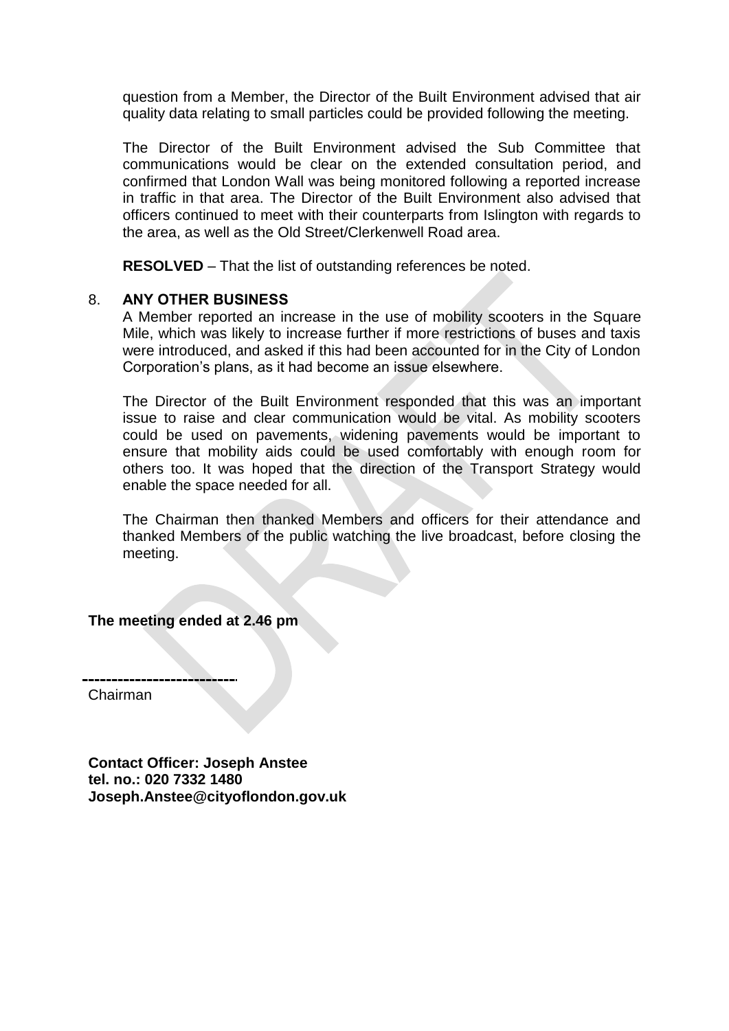question from a Member, the Director of the Built Environment advised that air quality data relating to small particles could be provided following the meeting.

The Director of the Built Environment advised the Sub Committee that communications would be clear on the extended consultation period, and confirmed that London Wall was being monitored following a reported increase in traffic in that area. The Director of the Built Environment also advised that officers continued to meet with their counterparts from Islington with regards to the area, as well as the Old Street/Clerkenwell Road area.

**RESOLVED** – That the list of outstanding references be noted.

8. **ANY OTHER BUSINESS**

A Member reported an increase in the use of mobility scooters in the Square Mile, which was likely to increase further if more restrictions of buses and taxis were introduced, and asked if this had been accounted for in the City of London Corporation's plans, as it had become an issue elsewhere.

The Director of the Built Environment responded that this was an important issue to raise and clear communication would be vital. As mobility scooters could be used on pavements, widening pavements would be important to ensure that mobility aids could be used comfortably with enough room for others too. It was hoped that the direction of the Transport Strategy would enable the space needed for all.

The Chairman then thanked Members and officers for their attendance and thanked Members of the public watching the live broadcast, before closing the meeting.

**The meeting ended at 2.46 pm**

---------------------------

Chairman

**Contact Officer: Joseph Anstee**
**tel. no.: 020 7332 1480**
**Joseph.Anstee@cityoflondon.gov.uk**